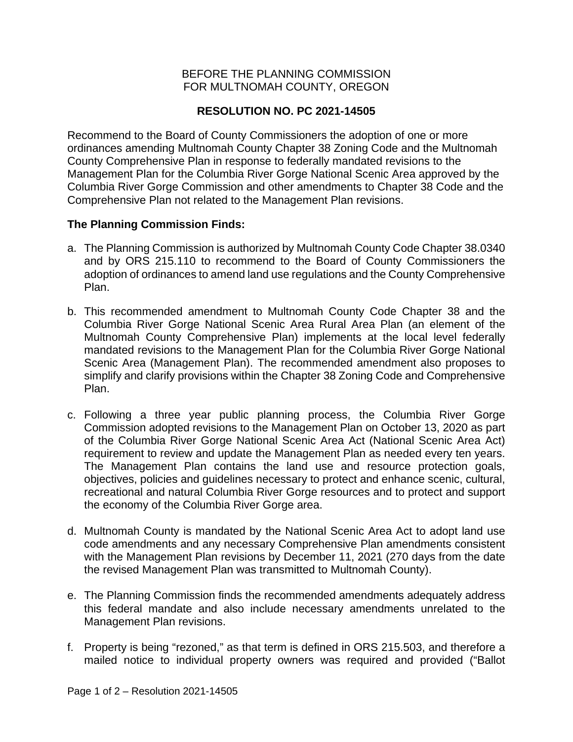BEFORE THE PLANNING COMMISSION
FOR MULTNOMAH COUNTY, OREGON

**RESOLUTION NO. PC 2021-14505**

Recommend to the Board of County Commissioners the adoption of one or more ordinances amending Multnomah County Chapter 38 Zoning Code and the Multnomah County Comprehensive Plan in response to federally mandated revisions to the Management Plan for the Columbia River Gorge National Scenic Area approved by the Columbia River Gorge Commission and other amendments to Chapter 38 Code and the Comprehensive Plan not related to the Management Plan revisions.

**The Planning Commission Finds:**

a. The Planning Commission is authorized by Multnomah County Code Chapter 38.0340 and by ORS 215.110 to recommend to the Board of County Commissioners the adoption of ordinances to amend land use regulations and the County Comprehensive Plan.

b. This recommended amendment to Multnomah County Code Chapter 38 and the Columbia River Gorge National Scenic Area Rural Area Plan (an element of the Multnomah County Comprehensive Plan) implements at the local level federally mandated revisions to the Management Plan for the Columbia River Gorge National Scenic Area (Management Plan). The recommended amendment also proposes to simplify and clarify provisions within the Chapter 38 Zoning Code and Comprehensive Plan.

c. Following a three year public planning process, the Columbia River Gorge Commission adopted revisions to the Management Plan on October 13, 2020 as part of the Columbia River Gorge National Scenic Area Act (National Scenic Area Act) requirement to review and update the Management Plan as needed every ten years. The Management Plan contains the land use and resource protection goals, objectives, policies and guidelines necessary to protect and enhance scenic, cultural, recreational and natural Columbia River Gorge resources and to protect and support the economy of the Columbia River Gorge area.

d. Multnomah County is mandated by the National Scenic Area Act to adopt land use code amendments and any necessary Comprehensive Plan amendments consistent with the Management Plan revisions by December 11, 2021 (270 days from the date the revised Management Plan was transmitted to Multnomah County).

e. The Planning Commission finds the recommended amendments adequately address this federal mandate and also include necessary amendments unrelated to the Management Plan revisions.

f. Property is being "rezoned," as that term is defined in ORS 215.503, and therefore a mailed notice to individual property owners was required and provided ("Ballot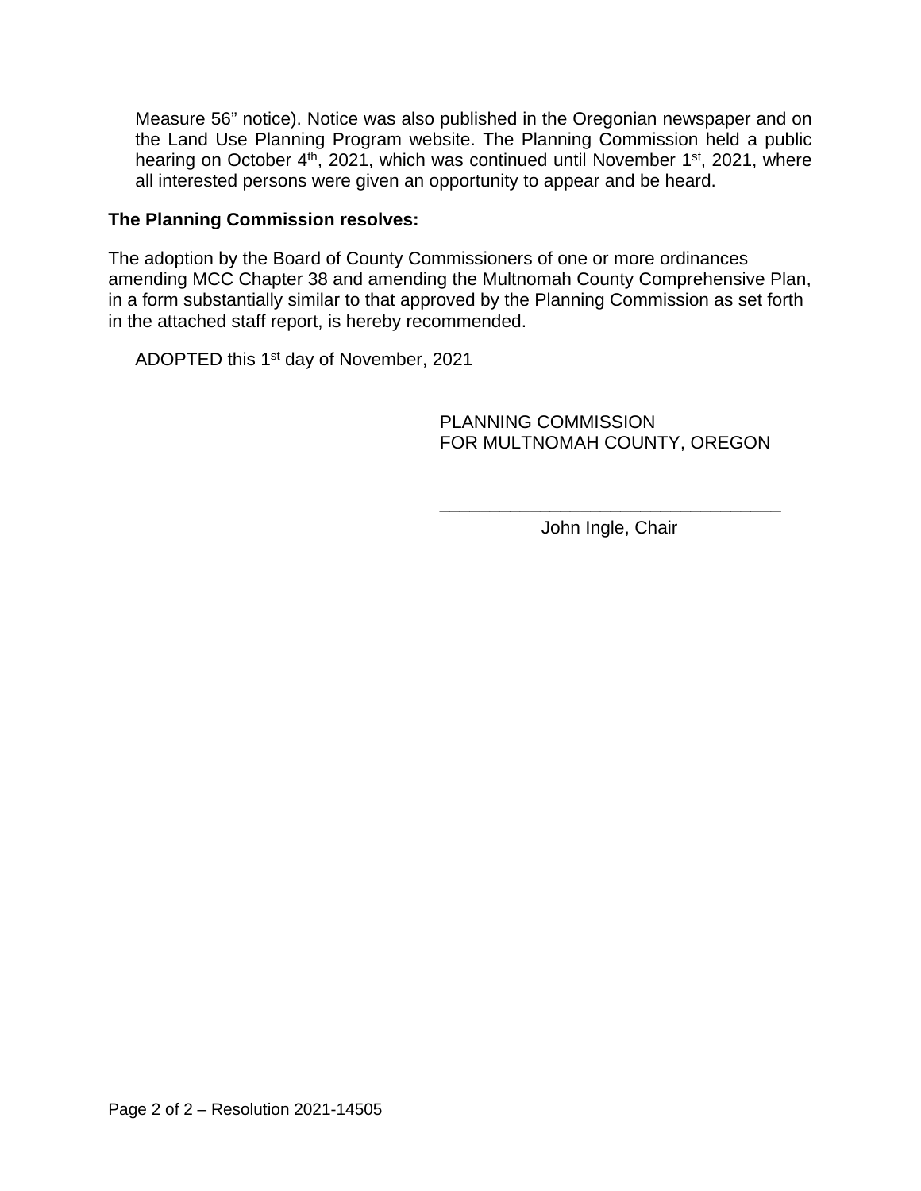Measure 56” notice). Notice was also published in the Oregonian newspaper and on the Land Use Planning Program website. The Planning Commission held a public hearing on October 4th, 2021, which was continued until November 1st, 2021, where all interested persons were given an opportunity to appear and be heard.

**The Planning Commission resolves:**

The adoption by the Board of County Commissioners of one or more ordinances amending MCC Chapter 38 and amending the Multnomah County Comprehensive Plan, in a form substantially similar to that approved by the Planning Commission as set forth in the attached staff report, is hereby recommended.

ADOPTED this 1st day of November, 2021

PLANNING COMMISSION
FOR MULTNOMAH COUNTY, OREGON

\_\_\_\_\_\_\_\_\_\_\_\_\_\_\_\_\_\_\_\_\_\_\_\_\_\_\_\_\_\_\_\_\_\_

John Ingle, Chair